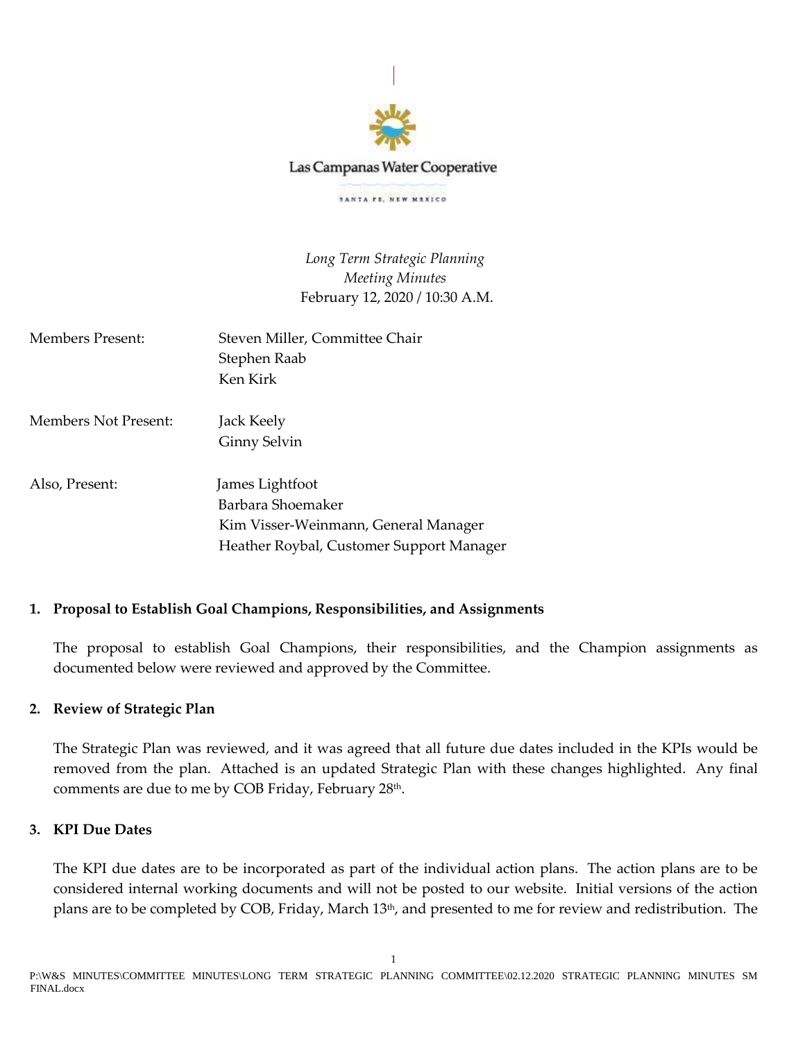Las Campanas Water Cooperative

SANTA FE, NEW MEXICO

*Long Term Strategic Planning*
*Meeting Minutes*
February 12, 2020 / 10:30 A.M.

| | |
|---|---|
| Members Present: | Steven Miller, Committee Chair<br>Stephen Raab<br>Ken Kirk |
| Members Not Present: | Jack Keely<br>Ginny Selvin |
| Also, Present: | James Lightfoot<br>Barbara Shoemaker<br>Kim Visser-Weinmann, General Manager<br>Heather Roybal, Customer Support Manager |

**1. Proposal to Establish Goal Champions, Responsibilities, and Assignments**

The proposal to establish Goal Champions, their responsibilities, and the Champion assignments as documented below were reviewed and approved by the Committee.

**2. Review of Strategic Plan**

The Strategic Plan was reviewed, and it was agreed that all future due dates included in the KPIs would be removed from the plan. Attached is an updated Strategic Plan with these changes highlighted. Any final comments are due to me by COB Friday, February 28th.

**3. KPI Due Dates**

The KPI due dates are to be incorporated as part of the individual action plans. The action plans are to be considered internal working documents and will not be posted to our website. Initial versions of the action plans are to be completed by COB, Friday, March 13th, and presented to me for review and redistribution. The

P:\W&S MINUTES\COMMITTEE MINUTES\LONG TERM STRATEGIC PLANNING COMMITTEE\02.12.2020 STRATEGIC PLANNING MINUTES SM FINAL.docx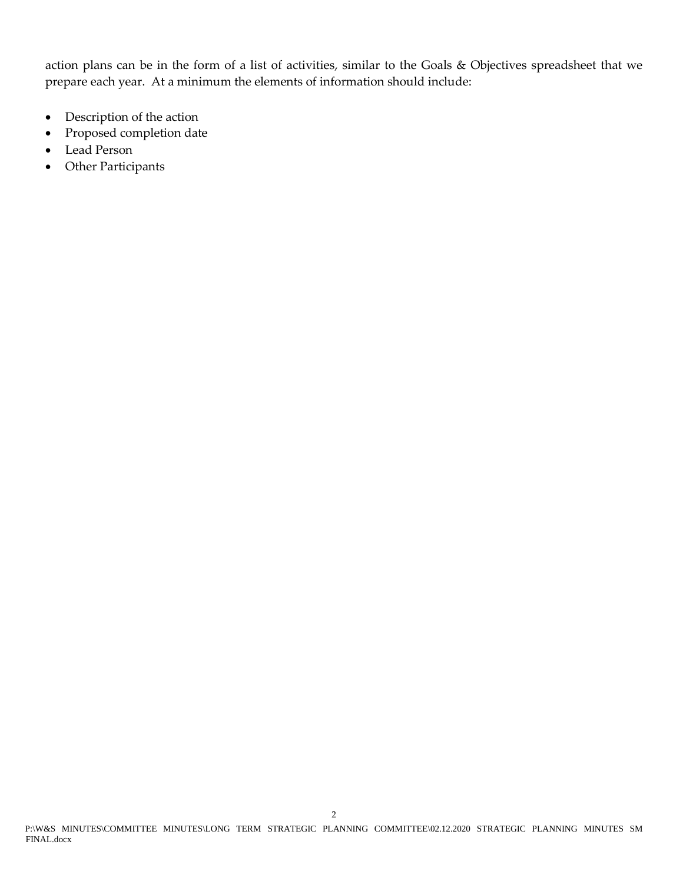action plans can be in the form of a list of activities, similar to the Goals & Objectives spreadsheet that we prepare each year. At a minimum the elements of information should include:

- Description of the action
- Proposed completion date
- Lead Person
- Other Participants